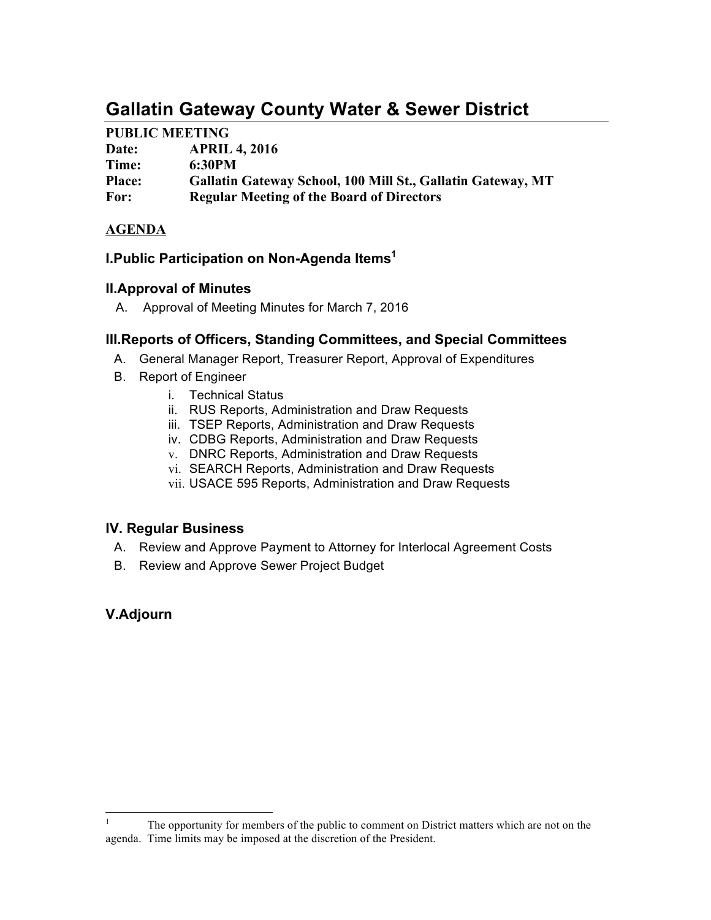# Gallatin Gateway County Water & Sewer District

**PUBLIC MEETING**
**Date:** **APRIL 4, 2016**
**Time:** **6:30PM**
**Place:** **Gallatin Gateway School, 100 Mill St., Gallatin Gateway, MT**
**For:** **Regular Meeting of the Board of Directors**

**AGENDA**

### I.Public Participation on Non-Agenda Items[1]

### II.Approval of Minutes

A. Approval of Meeting Minutes for March 7, 2016

### III.Reports of Officers, Standing Committees, and Special Committees

A. General Manager Report, Treasurer Report, Approval of Expenditures
B. Report of Engineer
  i. Technical Status
  ii. RUS Reports, Administration and Draw Requests
  iii. TSEP Reports, Administration and Draw Requests
  iv. CDBG Reports, Administration and Draw Requests
  v. DNRC Reports, Administration and Draw Requests
  vi. SEARCH Reports, Administration and Draw Requests
  vii. USACE 595 Reports, Administration and Draw Requests

### IV. Regular Business

A. Review and Approve Payment to Attorney for Interlocal Agreement Costs
B. Review and Approve Sewer Project Budget

### V.Adjourn

---

[1] The opportunity for members of the public to comment on District matters which are not on the agenda. Time limits may be imposed at the discretion of the President.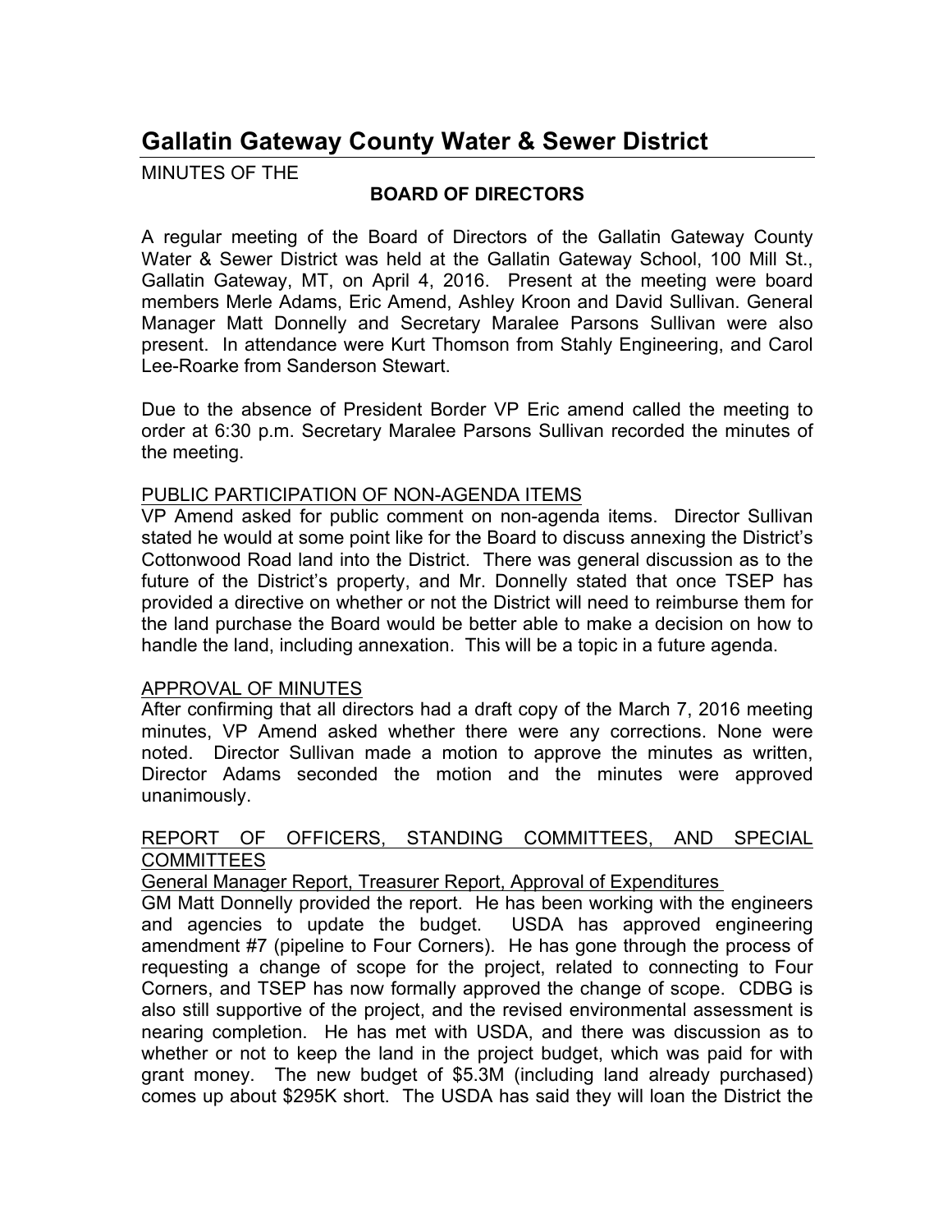# Gallatin Gateway County Water & Sewer District

MINUTES OF THE

**BOARD OF DIRECTORS**

A regular meeting of the Board of Directors of the Gallatin Gateway County Water & Sewer District was held at the Gallatin Gateway School, 100 Mill St., Gallatin Gateway, MT, on April 4, 2016. Present at the meeting were board members Merle Adams, Eric Amend, Ashley Kroon and David Sullivan. General Manager Matt Donnelly and Secretary Maralee Parsons Sullivan were also present. In attendance were Kurt Thomson from Stahly Engineering, and Carol Lee-Roarke from Sanderson Stewart.

Due to the absence of President Border VP Eric amend called the meeting to order at 6:30 p.m. Secretary Maralee Parsons Sullivan recorded the minutes of the meeting.

PUBLIC PARTICIPATION OF NON-AGENDA ITEMS

VP Amend asked for public comment on non-agenda items. Director Sullivan stated he would at some point like for the Board to discuss annexing the District's Cottonwood Road land into the District. There was general discussion as to the future of the District's property, and Mr. Donnelly stated that once TSEP has provided a directive on whether or not the District will need to reimburse them for the land purchase the Board would be better able to make a decision on how to handle the land, including annexation. This will be a topic in a future agenda.

APPROVAL OF MINUTES

After confirming that all directors had a draft copy of the March 7, 2016 meeting minutes, VP Amend asked whether there were any corrections. None were noted. Director Sullivan made a motion to approve the minutes as written, Director Adams seconded the motion and the minutes were approved unanimously.

REPORT OF OFFICERS, STANDING COMMITTEES, AND SPECIAL COMMITTEES

General Manager Report, Treasurer Report, Approval of Expenditures

GM Matt Donnelly provided the report. He has been working with the engineers and agencies to update the budget. USDA has approved engineering amendment #7 (pipeline to Four Corners). He has gone through the process of requesting a change of scope for the project, related to connecting to Four Corners, and TSEP has now formally approved the change of scope. CDBG is also still supportive of the project, and the revised environmental assessment is nearing completion. He has met with USDA, and there was discussion as to whether or not to keep the land in the project budget, which was paid for with grant money. The new budget of $5.3M (including land already purchased) comes up about $295K short. The USDA has said they will loan the District the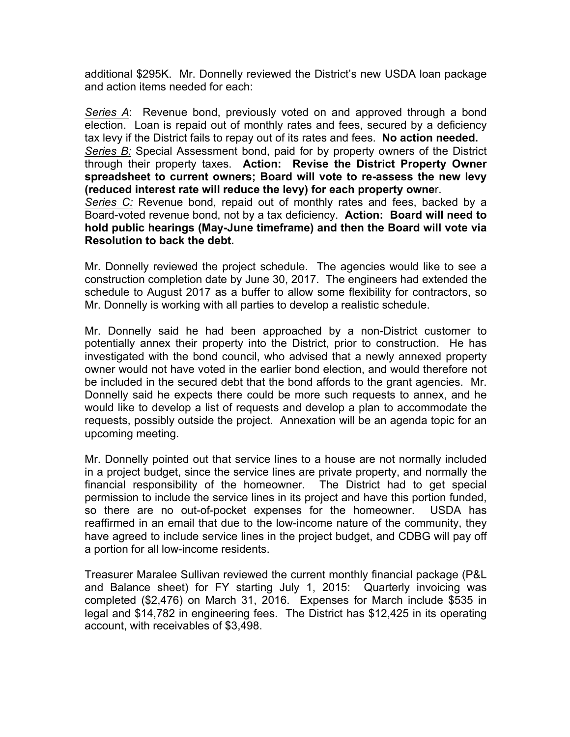additional $295K. Mr. Donnelly reviewed the District's new USDA loan package and action items needed for each:

*Series A*: Revenue bond, previously voted on and approved through a bond election. Loan is repaid out of monthly rates and fees, secured by a deficiency tax levy if the District fails to repay out of its rates and fees. **No action needed.**
*Series B:* Special Assessment bond, paid for by property owners of the District through their property taxes. **Action: Revise the District Property Owner spreadsheet to current owners; Board will vote to re-assess the new levy (reduced interest rate will reduce the levy) for each property owne**r.
*Series C:* Revenue bond, repaid out of monthly rates and fees, backed by a Board-voted revenue bond, not by a tax deficiency. **Action: Board will need to hold public hearings (May-June timeframe) and then the Board will vote via Resolution to back the debt.**

Mr. Donnelly reviewed the project schedule. The agencies would like to see a construction completion date by June 30, 2017. The engineers had extended the schedule to August 2017 as a buffer to allow some flexibility for contractors, so Mr. Donnelly is working with all parties to develop a realistic schedule.

Mr. Donnelly said he had been approached by a non-District customer to potentially annex their property into the District, prior to construction. He has investigated with the bond council, who advised that a newly annexed property owner would not have voted in the earlier bond election, and would therefore not be included in the secured debt that the bond affords to the grant agencies. Mr. Donnelly said he expects there could be more such requests to annex, and he would like to develop a list of requests and develop a plan to accommodate the requests, possibly outside the project. Annexation will be an agenda topic for an upcoming meeting.

Mr. Donnelly pointed out that service lines to a house are not normally included in a project budget, since the service lines are private property, and normally the financial responsibility of the homeowner. The District had to get special permission to include the service lines in its project and have this portion funded, so there are no out-of-pocket expenses for the homeowner. USDA has reaffirmed in an email that due to the low-income nature of the community, they have agreed to include service lines in the project budget, and CDBG will pay off a portion for all low-income residents.

Treasurer Maralee Sullivan reviewed the current monthly financial package (P&L and Balance sheet) for FY starting July 1, 2015: Quarterly invoicing was completed ($2,476) on March 31, 2016. Expenses for March include $535 in legal and $14,782 in engineering fees. The District has $12,425 in its operating account, with receivables of $3,498.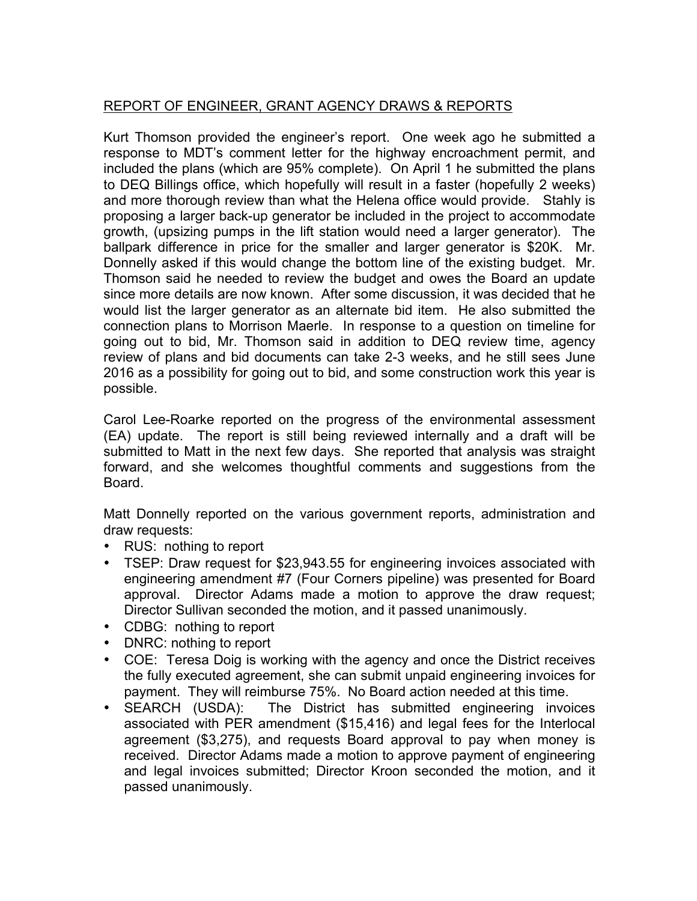REPORT OF ENGINEER, GRANT AGENCY DRAWS & REPORTS

Kurt Thomson provided the engineer's report. One week ago he submitted a response to MDT's comment letter for the highway encroachment permit, and included the plans (which are 95% complete). On April 1 he submitted the plans to DEQ Billings office, which hopefully will result in a faster (hopefully 2 weeks) and more thorough review than what the Helena office would provide. Stahly is proposing a larger back-up generator be included in the project to accommodate growth, (upsizing pumps in the lift station would need a larger generator). The ballpark difference in price for the smaller and larger generator is $20K. Mr. Donnelly asked if this would change the bottom line of the existing budget. Mr. Thomson said he needed to review the budget and owes the Board an update since more details are now known. After some discussion, it was decided that he would list the larger generator as an alternate bid item. He also submitted the connection plans to Morrison Maerle. In response to a question on timeline for going out to bid, Mr. Thomson said in addition to DEQ review time, agency review of plans and bid documents can take 2-3 weeks, and he still sees June 2016 as a possibility for going out to bid, and some construction work this year is possible.

Carol Lee-Roarke reported on the progress of the environmental assessment (EA) update. The report is still being reviewed internally and a draft will be submitted to Matt in the next few days. She reported that analysis was straight forward, and she welcomes thoughtful comments and suggestions from the Board.

Matt Donnelly reported on the various government reports, administration and draw requests:

- RUS: nothing to report
- TSEP: Draw request for $23,943.55 for engineering invoices associated with engineering amendment #7 (Four Corners pipeline) was presented for Board approval. Director Adams made a motion to approve the draw request; Director Sullivan seconded the motion, and it passed unanimously.
- CDBG: nothing to report
- DNRC: nothing to report
- COE: Teresa Doig is working with the agency and once the District receives the fully executed agreement, she can submit unpaid engineering invoices for payment. They will reimburse 75%. No Board action needed at this time.
- SEARCH (USDA): The District has submitted engineering invoices associated with PER amendment ($15,416) and legal fees for the Interlocal agreement ($3,275), and requests Board approval to pay when money is received. Director Adams made a motion to approve payment of engineering and legal invoices submitted; Director Kroon seconded the motion, and it passed unanimously.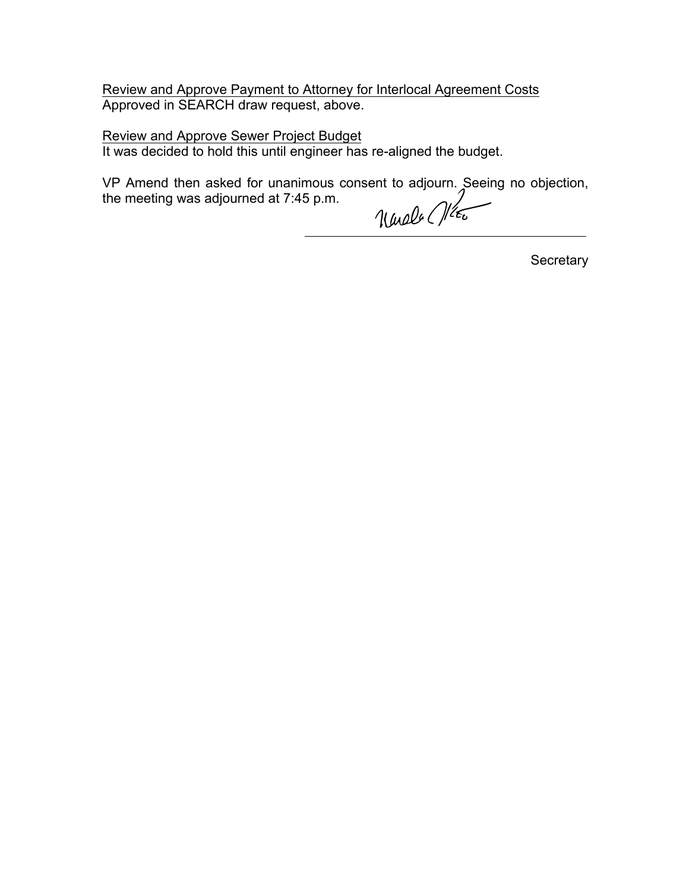<u>Review and Approve Payment to Attorney for Interlocal Agreement Costs</u>
Approved in SEARCH draw request, above.

<u>Review and Approve Sewer Project Budget</u>
It was decided to hold this until engineer has re-aligned the budget.

VP Amend then asked for unanimous consent to adjourn. Seeing no objection, the meeting was adjourned at 7:45 p.m.

\_\_\_\_\_\_\_\_\_\_\_\_\_\_\_\_\_\_\_\_\_\_\_\_\_\_\_\_\_\_\_\_\_\_\_\_\_\_\_\_

Secretary